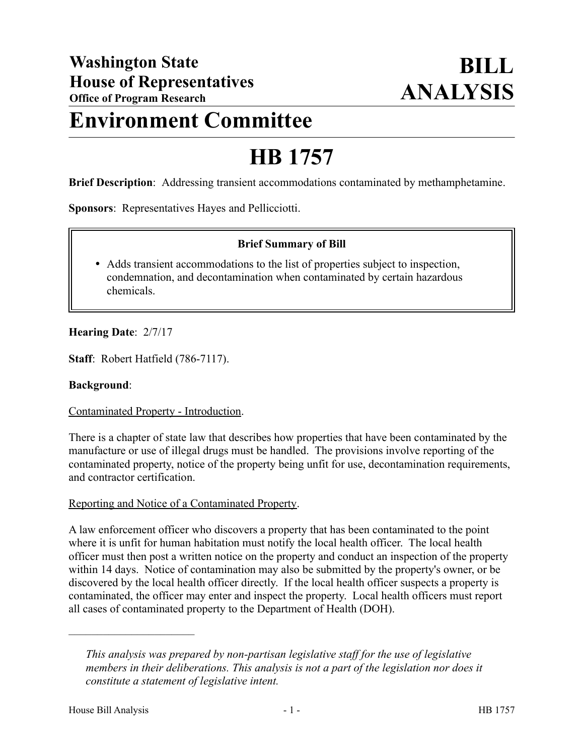# Washington State House of Representatives

**Office of Program Research**

# BILL ANALYSIS

# Environment Committee

# HB 1757

**Brief Description**: Addressing transient accommodations contaminated by methamphetamine.

**Sponsors**: Representatives Hayes and Pellicciotti.

**Brief Summary of Bill**

- Adds transient accommodations to the list of properties subject to inspection, condemnation, and decontamination when contaminated by certain hazardous chemicals.

**Hearing Date**: 2/7/17

**Staff**: Robert Hatfield (786-7117).

**Background**:

Contaminated Property - Introduction.

There is a chapter of state law that describes how properties that have been contaminated by the manufacture or use of illegal drugs must be handled. The provisions involve reporting of the contaminated property, notice of the property being unfit for use, decontamination requirements, and contractor certification.

Reporting and Notice of a Contaminated Property.

A law enforcement officer who discovers a property that has been contaminated to the point where it is unfit for human habitation must notify the local health officer. The local health officer must then post a written notice on the property and conduct an inspection of the property within 14 days. Notice of contamination may also be submitted by the property's owner, or be discovered by the local health officer directly. If the local health officer suspects a property is contaminated, the officer may enter and inspect the property. Local health officers must report all cases of contaminated property to the Department of Health (DOH).

---

*This analysis was prepared by non-partisan legislative staff for the use of legislative members in their deliberations. This analysis is not a part of the legislation nor does it constitute a statement of legislative intent.*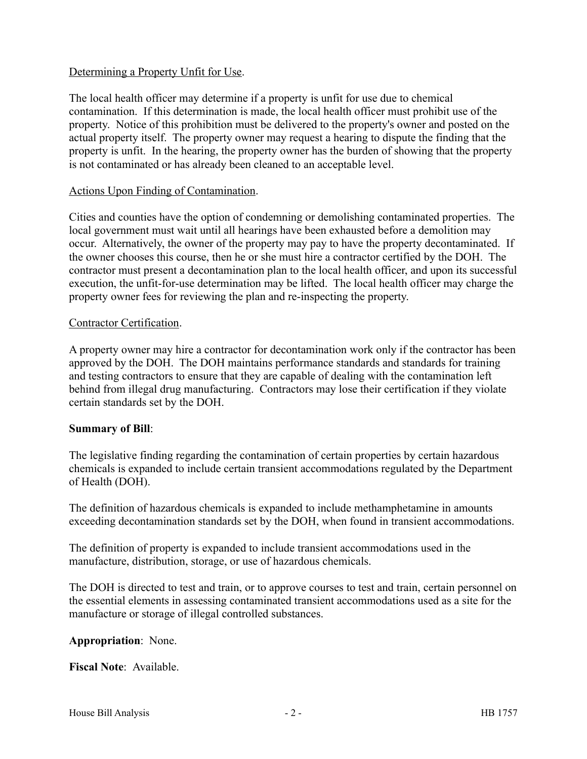<u>Determining a Property Unfit for Use</u>.

The local health officer may determine if a property is unfit for use due to chemical contamination. If this determination is made, the local health officer must prohibit use of the property. Notice of this prohibition must be delivered to the property's owner and posted on the actual property itself. The property owner may request a hearing to dispute the finding that the property is unfit. In the hearing, the property owner has the burden of showing that the property is not contaminated or has already been cleaned to an acceptable level.

<u>Actions Upon Finding of Contamination</u>.

Cities and counties have the option of condemning or demolishing contaminated properties. The local government must wait until all hearings have been exhausted before a demolition may occur. Alternatively, the owner of the property may pay to have the property decontaminated. If the owner chooses this course, then he or she must hire a contractor certified by the DOH. The contractor must present a decontamination plan to the local health officer, and upon its successful execution, the unfit-for-use determination may be lifted. The local health officer may charge the property owner fees for reviewing the plan and re-inspecting the property.

<u>Contractor Certification</u>.

A property owner may hire a contractor for decontamination work only if the contractor has been approved by the DOH. The DOH maintains performance standards and standards for training and testing contractors to ensure that they are capable of dealing with the contamination left behind from illegal drug manufacturing. Contractors may lose their certification if they violate certain standards set by the DOH.

**Summary of Bill**:

The legislative finding regarding the contamination of certain properties by certain hazardous chemicals is expanded to include certain transient accommodations regulated by the Department of Health (DOH).

The definition of hazardous chemicals is expanded to include methamphetamine in amounts exceeding decontamination standards set by the DOH, when found in transient accommodations.

The definition of property is expanded to include transient accommodations used in the manufacture, distribution, storage, or use of hazardous chemicals.

The DOH is directed to test and train, or to approve courses to test and train, certain personnel on the essential elements in assessing contaminated transient accommodations used as a site for the manufacture or storage of illegal controlled substances.

**Appropriation**: None.

**Fiscal Note**: Available.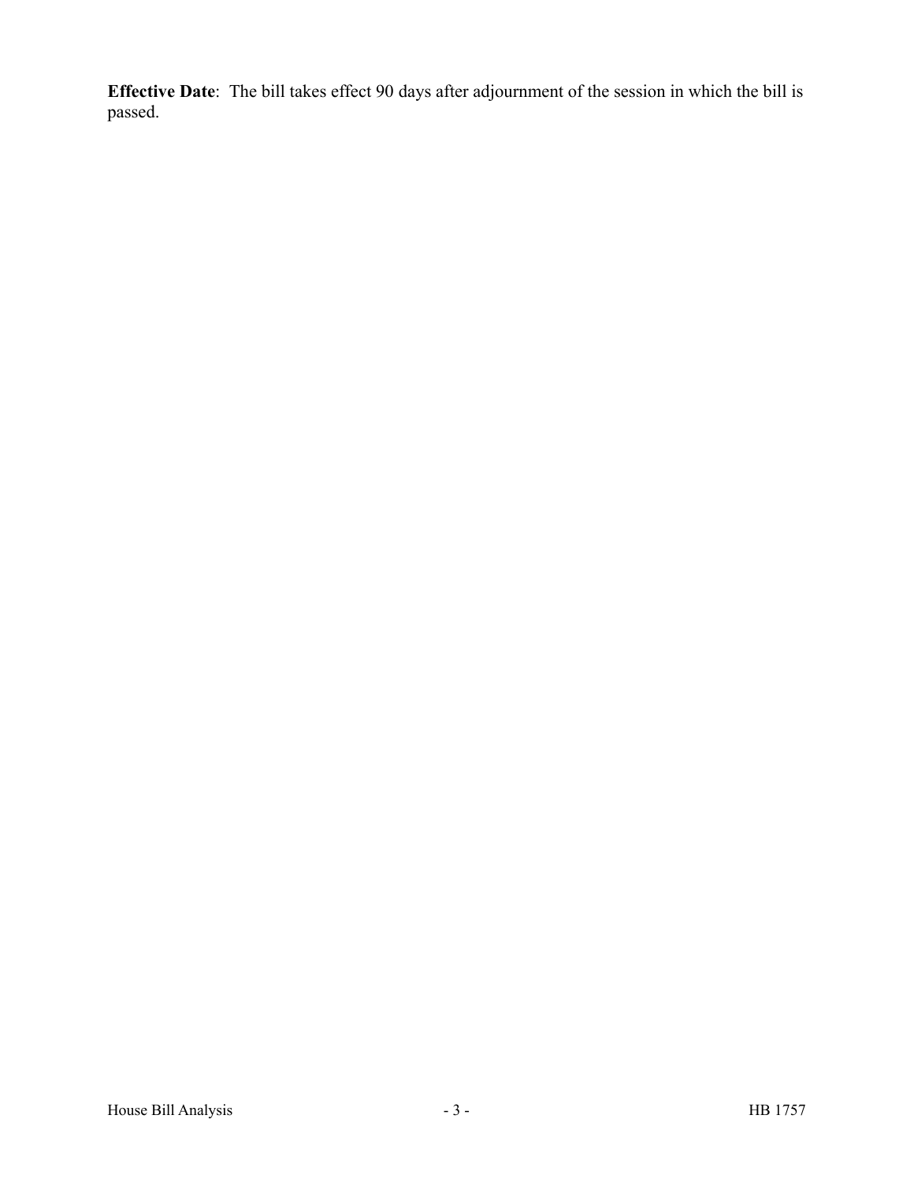**Effective Date**: The bill takes effect 90 days after adjournment of the session in which the bill is passed.